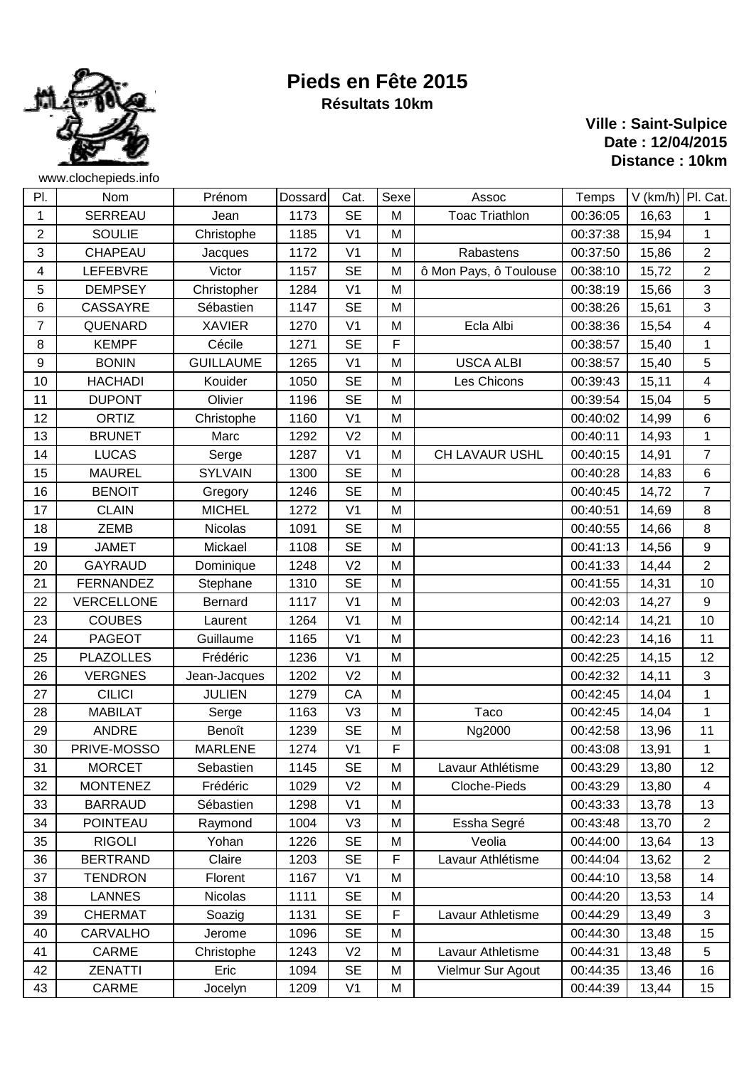# Pieds en Fête 2015

**Résultats 10km**

**Ville : Saint-Sulpice**
**Date : 12/04/2015**
**Distance : 10km**

www.clochepieds.info

| Pl. | Nom | Prénom | Dossard | Cat. | Sexe | Assoc | Temps | V (km/h) | Pl. Cat. |
|---|---|---|---|---|---|---|---|---|---|
| 1 | SERREAU | Jean | 1173 | SE | M | Toac Triathlon | 00:36:05 | 16,63 | 1 |
| 2 | SOULIE | Christophe | 1185 | V1 | M | | 00:37:38 | 15,94 | 1 |
| 3 | CHAPEAU | Jacques | 1172 | V1 | M | Rabastens | 00:37:50 | 15,86 | 2 |
| 4 | LEFEBVRE | Victor | 1157 | SE | M | ô Mon Pays, ô Toulouse | 00:38:10 | 15,72 | 2 |
| 5 | DEMPSEY | Christopher | 1284 | V1 | M | | 00:38:19 | 15,66 | 3 |
| 6 | CASSAYRE | Sébastien | 1147 | SE | M | | 00:38:26 | 15,61 | 3 |
| 7 | QUENARD | XAVIER | 1270 | V1 | M | Ecla Albi | 00:38:36 | 15,54 | 4 |
| 8 | KEMPF | Cécile | 1271 | SE | F | | 00:38:57 | 15,40 | 1 |
| 9 | BONIN | GUILLAUME | 1265 | V1 | M | USCA ALBI | 00:38:57 | 15,40 | 5 |
| 10 | HACHADI | Kouider | 1050 | SE | M | Les Chicons | 00:39:43 | 15,11 | 4 |
| 11 | DUPONT | Olivier | 1196 | SE | M | | 00:39:54 | 15,04 | 5 |
| 12 | ORTIZ | Christophe | 1160 | V1 | M | | 00:40:02 | 14,99 | 6 |
| 13 | BRUNET | Marc | 1292 | V2 | M | | 00:40:11 | 14,93 | 1 |
| 14 | LUCAS | Serge | 1287 | V1 | M | CH LAVAUR USHL | 00:40:15 | 14,91 | 7 |
| 15 | MAUREL | SYLVAIN | 1300 | SE | M | | 00:40:28 | 14,83 | 6 |
| 16 | BENOIT | Gregory | 1246 | SE | M | | 00:40:45 | 14,72 | 7 |
| 17 | CLAIN | MICHEL | 1272 | V1 | M | | 00:40:51 | 14,69 | 8 |
| 18 | ZEMB | Nicolas | 1091 | SE | M | | 00:40:55 | 14,66 | 8 |
| 19 | JAMET | Mickael | 1108 | SE | M | | 00:41:13 | 14,56 | 9 |
| 20 | GAYRAUD | Dominique | 1248 | V2 | M | | 00:41:33 | 14,44 | 2 |
| 21 | FERNANDEZ | Stephane | 1310 | SE | M | | 00:41:55 | 14,31 | 10 |
| 22 | VERCELLONE | Bernard | 1117 | V1 | M | | 00:42:03 | 14,27 | 9 |
| 23 | COUBES | Laurent | 1264 | V1 | M | | 00:42:14 | 14,21 | 10 |
| 24 | PAGEOT | Guillaume | 1165 | V1 | M | | 00:42:23 | 14,16 | 11 |
| 25 | PLAZOLLES | Frédéric | 1236 | V1 | M | | 00:42:25 | 14,15 | 12 |
| 26 | VERGNES | Jean-Jacques | 1202 | V2 | M | | 00:42:32 | 14,11 | 3 |
| 27 | CILICI | JULIEN | 1279 | CA | M | | 00:42:45 | 14,04 | 1 |
| 28 | MABILAT | Serge | 1163 | V3 | M | Taco | 00:42:45 | 14,04 | 1 |
| 29 | ANDRE | Benoît | 1239 | SE | M | Ng2000 | 00:42:58 | 13,96 | 11 |
| 30 | PRIVE-MOSSO | MARLENE | 1274 | V1 | F | | 00:43:08 | 13,91 | 1 |
| 31 | MORCET | Sebastien | 1145 | SE | M | Lavaur Athlétisme | 00:43:29 | 13,80 | 12 |
| 32 | MONTENEZ | Frédéric | 1029 | V2 | M | Cloche-Pieds | 00:43:29 | 13,80 | 4 |
| 33 | BARRAUD | Sébastien | 1298 | V1 | M | | 00:43:33 | 13,78 | 13 |
| 34 | POINTEAU | Raymond | 1004 | V3 | M | Essha Segré | 00:43:48 | 13,70 | 2 |
| 35 | RIGOLI | Yohan | 1226 | SE | M | Veolia | 00:44:00 | 13,64 | 13 |
| 36 | BERTRAND | Claire | 1203 | SE | F | Lavaur Athlétisme | 00:44:04 | 13,62 | 2 |
| 37 | TENDRON | Florent | 1167 | V1 | M | | 00:44:10 | 13,58 | 14 |
| 38 | LANNES | Nicolas | 1111 | SE | M | | 00:44:20 | 13,53 | 14 |
| 39 | CHERMAT | Soazig | 1131 | SE | F | Lavaur Athletisme | 00:44:29 | 13,49 | 3 |
| 40 | CARVALHO | Jerome | 1096 | SE | M | | 00:44:30 | 13,48 | 15 |
| 41 | CARME | Christophe | 1243 | V2 | M | Lavaur Athletisme | 00:44:31 | 13,48 | 5 |
| 42 | ZENATTI | Eric | 1094 | SE | M | Vielmur Sur Agout | 00:44:35 | 13,46 | 16 |
| 43 | CARME | Jocelyn | 1209 | V1 | M | | 00:44:39 | 13,44 | 15 |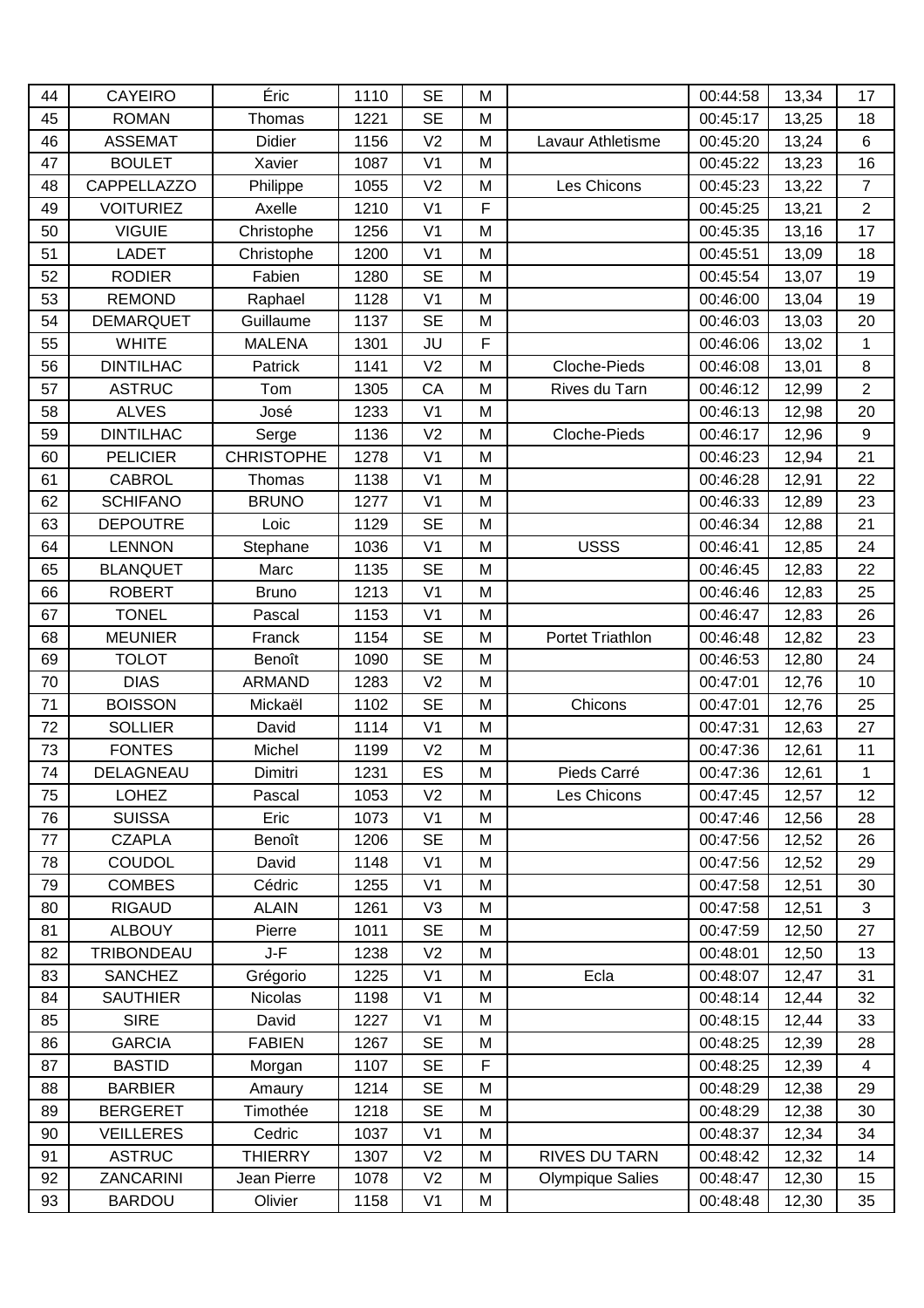| 44 | CAYEIRO | Éric | 1110 | SE | M | | 00:44:58 | 13,34 | 17 |
|---|---|---|---|---|---|---|---|---|---|
| 45 | ROMAN | Thomas | 1221 | SE | M | | 00:45:17 | 13,25 | 18 |
| 46 | ASSEMAT | Didier | 1156 | V2 | M | Lavaur Athletisme | 00:45:20 | 13,24 | 6 |
| 47 | BOULET | Xavier | 1087 | V1 | M | | 00:45:22 | 13,23 | 16 |
| 48 | CAPPELLAZZO | Philippe | 1055 | V2 | M | Les Chicons | 00:45:23 | 13,22 | 7 |
| 49 | VOITURIEZ | Axelle | 1210 | V1 | F | | 00:45:25 | 13,21 | 2 |
| 50 | VIGUIE | Christophe | 1256 | V1 | M | | 00:45:35 | 13,16 | 17 |
| 51 | LADET | Christophe | 1200 | V1 | M | | 00:45:51 | 13,09 | 18 |
| 52 | RODIER | Fabien | 1280 | SE | M | | 00:45:54 | 13,07 | 19 |
| 53 | REMOND | Raphael | 1128 | V1 | M | | 00:46:00 | 13,04 | 19 |
| 54 | DEMARQUET | Guillaume | 1137 | SE | M | | 00:46:03 | 13,03 | 20 |
| 55 | WHITE | MALENA | 1301 | JU | F | | 00:46:06 | 13,02 | 1 |
| 56 | DINTILHAC | Patrick | 1141 | V2 | M | Cloche-Pieds | 00:46:08 | 13,01 | 8 |
| 57 | ASTRUC | Tom | 1305 | CA | M | Rives du Tarn | 00:46:12 | 12,99 | 2 |
| 58 | ALVES | José | 1233 | V1 | M | | 00:46:13 | 12,98 | 20 |
| 59 | DINTILHAC | Serge | 1136 | V2 | M | Cloche-Pieds | 00:46:17 | 12,96 | 9 |
| 60 | PELICIER | CHRISTOPHE | 1278 | V1 | M | | 00:46:23 | 12,94 | 21 |
| 61 | CABROL | Thomas | 1138 | V1 | M | | 00:46:28 | 12,91 | 22 |
| 62 | SCHIFANO | BRUNO | 1277 | V1 | M | | 00:46:33 | 12,89 | 23 |
| 63 | DEPOUTRE | Loic | 1129 | SE | M | | 00:46:34 | 12,88 | 21 |
| 64 | LENNON | Stephane | 1036 | V1 | M | USSS | 00:46:41 | 12,85 | 24 |
| 65 | BLANQUET | Marc | 1135 | SE | M | | 00:46:45 | 12,83 | 22 |
| 66 | ROBERT | Bruno | 1213 | V1 | M | | 00:46:46 | 12,83 | 25 |
| 67 | TONEL | Pascal | 1153 | V1 | M | | 00:46:47 | 12,83 | 26 |
| 68 | MEUNIER | Franck | 1154 | SE | M | Portet Triathlon | 00:46:48 | 12,82 | 23 |
| 69 | TOLOT | Benoît | 1090 | SE | M | | 00:46:53 | 12,80 | 24 |
| 70 | DIAS | ARMAND | 1283 | V2 | M | | 00:47:01 | 12,76 | 10 |
| 71 | BOISSON | Mickaël | 1102 | SE | M | Chicons | 00:47:01 | 12,76 | 25 |
| 72 | SOLLIER | David | 1114 | V1 | M | | 00:47:31 | 12,63 | 27 |
| 73 | FONTES | Michel | 1199 | V2 | M | | 00:47:36 | 12,61 | 11 |
| 74 | DELAGNEAU | Dimitri | 1231 | ES | M | Pieds Carré | 00:47:36 | 12,61 | 1 |
| 75 | LOHEZ | Pascal | 1053 | V2 | M | Les Chicons | 00:47:45 | 12,57 | 12 |
| 76 | SUISSA | Eric | 1073 | V1 | M | | 00:47:46 | 12,56 | 28 |
| 77 | CZAPLA | Benoît | 1206 | SE | M | | 00:47:56 | 12,52 | 26 |
| 78 | COUDOL | David | 1148 | V1 | M | | 00:47:56 | 12,52 | 29 |
| 79 | COMBES | Cédric | 1255 | V1 | M | | 00:47:58 | 12,51 | 30 |
| 80 | RIGAUD | ALAIN | 1261 | V3 | M | | 00:47:58 | 12,51 | 3 |
| 81 | ALBOUY | Pierre | 1011 | SE | M | | 00:47:59 | 12,50 | 27 |
| 82 | TRIBONDEAU | J-F | 1238 | V2 | M | | 00:48:01 | 12,50 | 13 |
| 83 | SANCHEZ | Grégorio | 1225 | V1 | M | Ecla | 00:48:07 | 12,47 | 31 |
| 84 | SAUTHIER | Nicolas | 1198 | V1 | M | | 00:48:14 | 12,44 | 32 |
| 85 | SIRE | David | 1227 | V1 | M | | 00:48:15 | 12,44 | 33 |
| 86 | GARCIA | FABIEN | 1267 | SE | M | | 00:48:25 | 12,39 | 28 |
| 87 | BASTID | Morgan | 1107 | SE | F | | 00:48:25 | 12,39 | 4 |
| 88 | BARBIER | Amaury | 1214 | SE | M | | 00:48:29 | 12,38 | 29 |
| 89 | BERGERET | Timothée | 1218 | SE | M | | 00:48:29 | 12,38 | 30 |
| 90 | VEILLERES | Cedric | 1037 | V1 | M | | 00:48:37 | 12,34 | 34 |
| 91 | ASTRUC | THIERRY | 1307 | V2 | M | RIVES DU TARN | 00:48:42 | 12,32 | 14 |
| 92 | ZANCARINI | Jean Pierre | 1078 | V2 | M | Olympique Salies | 00:48:47 | 12,30 | 15 |
| 93 | BARDOU | Olivier | 1158 | V1 | M | | 00:48:48 | 12,30 | 35 |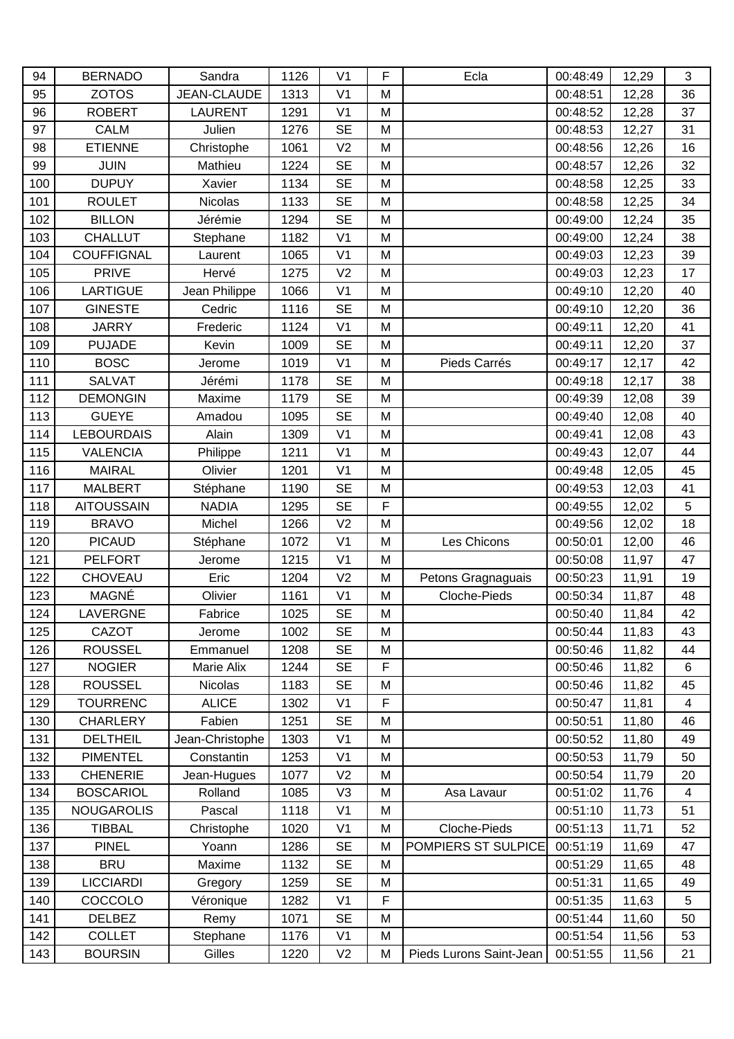| 94 | BERNADO | Sandra | 1126 | V1 | F | Ecla | 00:48:49 | 12,29 | 3 |
|---|---|---|---|---|---|---|---|---|---|
| 95 | ZOTOS | JEAN-CLAUDE | 1313 | V1 | M | | 00:48:51 | 12,28 | 36 |
| 96 | ROBERT | LAURENT | 1291 | V1 | M | | 00:48:52 | 12,28 | 37 |
| 97 | CALM | Julien | 1276 | SE | M | | 00:48:53 | 12,27 | 31 |
| 98 | ETIENNE | Christophe | 1061 | V2 | M | | 00:48:56 | 12,26 | 16 |
| 99 | JUIN | Mathieu | 1224 | SE | M | | 00:48:57 | 12,26 | 32 |
| 100 | DUPUY | Xavier | 1134 | SE | M | | 00:48:58 | 12,25 | 33 |
| 101 | ROULET | Nicolas | 1133 | SE | M | | 00:48:58 | 12,25 | 34 |
| 102 | BILLON | Jérémie | 1294 | SE | M | | 00:49:00 | 12,24 | 35 |
| 103 | CHALLUT | Stephane | 1182 | V1 | M | | 00:49:00 | 12,24 | 38 |
| 104 | COUFFIGNAL | Laurent | 1065 | V1 | M | | 00:49:03 | 12,23 | 39 |
| 105 | PRIVE | Hervé | 1275 | V2 | M | | 00:49:03 | 12,23 | 17 |
| 106 | LARTIGUE | Jean Philippe | 1066 | V1 | M | | 00:49:10 | 12,20 | 40 |
| 107 | GINESTE | Cedric | 1116 | SE | M | | 00:49:10 | 12,20 | 36 |
| 108 | JARRY | Frederic | 1124 | V1 | M | | 00:49:11 | 12,20 | 41 |
| 109 | PUJADE | Kevin | 1009 | SE | M | | 00:49:11 | 12,20 | 37 |
| 110 | BOSC | Jerome | 1019 | V1 | M | Pieds Carrés | 00:49:17 | 12,17 | 42 |
| 111 | SALVAT | Jérémi | 1178 | SE | M | | 00:49:18 | 12,17 | 38 |
| 112 | DEMONGIN | Maxime | 1179 | SE | M | | 00:49:39 | 12,08 | 39 |
| 113 | GUEYE | Amadou | 1095 | SE | M | | 00:49:40 | 12,08 | 40 |
| 114 | LEBOURDAIS | Alain | 1309 | V1 | M | | 00:49:41 | 12,08 | 43 |
| 115 | VALENCIA | Philippe | 1211 | V1 | M | | 00:49:43 | 12,07 | 44 |
| 116 | MAIRAL | Olivier | 1201 | V1 | M | | 00:49:48 | 12,05 | 45 |
| 117 | MALBERT | Stéphane | 1190 | SE | M | | 00:49:53 | 12,03 | 41 |
| 118 | AITOUSSAIN | NADIA | 1295 | SE | F | | 00:49:55 | 12,02 | 5 |
| 119 | BRAVO | Michel | 1266 | V2 | M | | 00:49:56 | 12,02 | 18 |
| 120 | PICAUD | Stéphane | 1072 | V1 | M | Les Chicons | 00:50:01 | 12,00 | 46 |
| 121 | PELFORT | Jerome | 1215 | V1 | M | | 00:50:08 | 11,97 | 47 |
| 122 | CHOVEAU | Eric | 1204 | V2 | M | Petons Gragnaguais | 00:50:23 | 11,91 | 19 |
| 123 | MAGNÉ | Olivier | 1161 | V1 | M | Cloche-Pieds | 00:50:34 | 11,87 | 48 |
| 124 | LAVERGNE | Fabrice | 1025 | SE | M | | 00:50:40 | 11,84 | 42 |
| 125 | CAZOT | Jerome | 1002 | SE | M | | 00:50:44 | 11,83 | 43 |
| 126 | ROUSSEL | Emmanuel | 1208 | SE | M | | 00:50:46 | 11,82 | 44 |
| 127 | NOGIER | Marie Alix | 1244 | SE | F | | 00:50:46 | 11,82 | 6 |
| 128 | ROUSSEL | Nicolas | 1183 | SE | M | | 00:50:46 | 11,82 | 45 |
| 129 | TOURRENC | ALICE | 1302 | V1 | F | | 00:50:47 | 11,81 | 4 |
| 130 | CHARLERY | Fabien | 1251 | SE | M | | 00:50:51 | 11,80 | 46 |
| 131 | DELTHEIL | Jean-Christophe | 1303 | V1 | M | | 00:50:52 | 11,80 | 49 |
| 132 | PIMENTEL | Constantin | 1253 | V1 | M | | 00:50:53 | 11,79 | 50 |
| 133 | CHENERIE | Jean-Hugues | 1077 | V2 | M | | 00:50:54 | 11,79 | 20 |
| 134 | BOSCARIOL | Rolland | 1085 | V3 | M | Asa Lavaur | 00:51:02 | 11,76 | 4 |
| 135 | NOUGAROLIS | Pascal | 1118 | V1 | M | | 00:51:10 | 11,73 | 51 |
| 136 | TIBBAL | Christophe | 1020 | V1 | M | Cloche-Pieds | 00:51:13 | 11,71 | 52 |
| 137 | PINEL | Yoann | 1286 | SE | M | POMPIERS ST SULPICE | 00:51:19 | 11,69 | 47 |
| 138 | BRU | Maxime | 1132 | SE | M | | 00:51:29 | 11,65 | 48 |
| 139 | LICCIARDI | Gregory | 1259 | SE | M | | 00:51:31 | 11,65 | 49 |
| 140 | COCCOLO | Véronique | 1282 | V1 | F | | 00:51:35 | 11,63 | 5 |
| 141 | DELBEZ | Remy | 1071 | SE | M | | 00:51:44 | 11,60 | 50 |
| 142 | COLLET | Stephane | 1176 | V1 | M | | 00:51:54 | 11,56 | 53 |
| 143 | BOURSIN | Gilles | 1220 | V2 | M | Pieds Lurons Saint-Jean | 00:51:55 | 11,56 | 21 |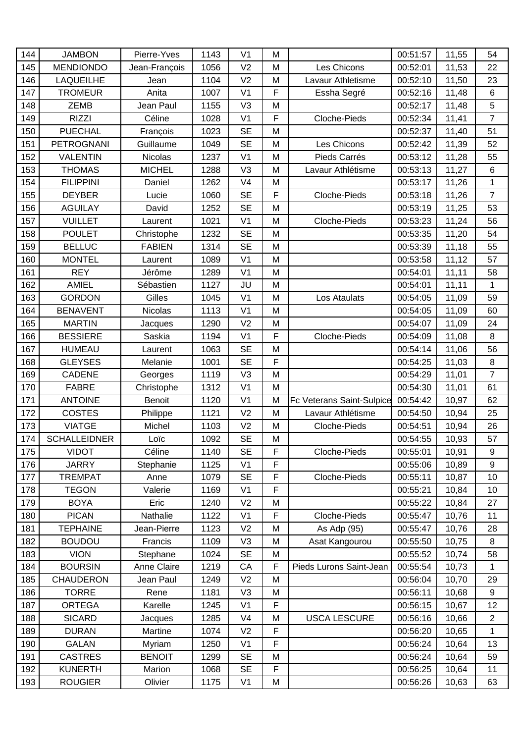| 144 | JAMBON | Pierre-Yves | 1143 | V1 | M | | 00:51:57 | 11,55 | 54 |
|---|---|---|---|---|---|---|---|---|---|
| 145 | MENDIONDO | Jean-François | 1056 | V2 | M | Les Chicons | 00:52:01 | 11,53 | 22 |
| 146 | LAQUEILHE | Jean | 1104 | V2 | M | Lavaur Athletisme | 00:52:10 | 11,50 | 23 |
| 147 | TROMEUR | Anita | 1007 | V1 | F | Essha Segré | 00:52:16 | 11,48 | 6 |
| 148 | ZEMB | Jean Paul | 1155 | V3 | M | | 00:52:17 | 11,48 | 5 |
| 149 | RIZZI | Céline | 1028 | V1 | F | Cloche-Pieds | 00:52:34 | 11,41 | 7 |
| 150 | PUECHAL | François | 1023 | SE | M | | 00:52:37 | 11,40 | 51 |
| 151 | PETROGNANI | Guillaume | 1049 | SE | M | Les Chicons | 00:52:42 | 11,39 | 52 |
| 152 | VALENTIN | Nicolas | 1237 | V1 | M | Pieds Carrés | 00:53:12 | 11,28 | 55 |
| 153 | THOMAS | MICHEL | 1288 | V3 | M | Lavaur Athlétisme | 00:53:13 | 11,27 | 6 |
| 154 | FILIPPINI | Daniel | 1262 | V4 | M | | 00:53:17 | 11,26 | 1 |
| 155 | DEYBER | Lucie | 1060 | SE | F | Cloche-Pieds | 00:53:18 | 11,26 | 7 |
| 156 | AGUILAY | David | 1252 | SE | M | | 00:53:19 | 11,25 | 53 |
| 157 | VUILLET | Laurent | 1021 | V1 | M | Cloche-Pieds | 00:53:23 | 11,24 | 56 |
| 158 | POULET | Christophe | 1232 | SE | M | | 00:53:35 | 11,20 | 54 |
| 159 | BELLUC | FABIEN | 1314 | SE | M | | 00:53:39 | 11,18 | 55 |
| 160 | MONTEL | Laurent | 1089 | V1 | M | | 00:53:58 | 11,12 | 57 |
| 161 | REY | Jérôme | 1289 | V1 | M | | 00:54:01 | 11,11 | 58 |
| 162 | AMIEL | Sébastien | 1127 | JU | M | | 00:54:01 | 11,11 | 1 |
| 163 | GORDON | Gilles | 1045 | V1 | M | Los Ataulats | 00:54:05 | 11,09 | 59 |
| 164 | BENAVENT | Nicolas | 1113 | V1 | M | | 00:54:05 | 11,09 | 60 |
| 165 | MARTIN | Jacques | 1290 | V2 | M | | 00:54:07 | 11,09 | 24 |
| 166 | BESSIERE | Saskia | 1194 | V1 | F | Cloche-Pieds | 00:54:09 | 11,08 | 8 |
| 167 | HUMEAU | Laurent | 1063 | SE | M | | 00:54:14 | 11,06 | 56 |
| 168 | GLEYSES | Melanie | 1001 | SE | F | | 00:54:25 | 11,03 | 8 |
| 169 | CADENE | Georges | 1119 | V3 | M | | 00:54:29 | 11,01 | 7 |
| 170 | FABRE | Christophe | 1312 | V1 | M | | 00:54:30 | 11,01 | 61 |
| 171 | ANTOINE | Benoit | 1120 | V1 | M | Fc Veterans Saint-Sulpice | 00:54:42 | 10,97 | 62 |
| 172 | COSTES | Philippe | 1121 | V2 | M | Lavaur Athlétisme | 00:54:50 | 10,94 | 25 |
| 173 | VIATGE | Michel | 1103 | V2 | M | Cloche-Pieds | 00:54:51 | 10,94 | 26 |
| 174 | SCHALLEIDNER | Loïc | 1092 | SE | M | | 00:54:55 | 10,93 | 57 |
| 175 | VIDOT | Céline | 1140 | SE | F | Cloche-Pieds | 00:55:01 | 10,91 | 9 |
| 176 | JARRY | Stephanie | 1125 | V1 | F | | 00:55:06 | 10,89 | 9 |
| 177 | TREMPAT | Anne | 1079 | SE | F | Cloche-Pieds | 00:55:11 | 10,87 | 10 |
| 178 | TEGON | Valerie | 1169 | V1 | F | | 00:55:21 | 10,84 | 10 |
| 179 | BOYA | Eric | 1240 | V2 | M | | 00:55:22 | 10,84 | 27 |
| 180 | PICAN | Nathalie | 1122 | V1 | F | Cloche-Pieds | 00:55:47 | 10,76 | 11 |
| 181 | TEPHAINE | Jean-Pierre | 1123 | V2 | M | As Adp (95) | 00:55:47 | 10,76 | 28 |
| 182 | BOUDOU | Francis | 1109 | V3 | M | Asat Kangourou | 00:55:50 | 10,75 | 8 |
| 183 | VION | Stephane | 1024 | SE | M | | 00:55:52 | 10,74 | 58 |
| 184 | BOURSIN | Anne Claire | 1219 | CA | F | Pieds Lurons Saint-Jean | 00:55:54 | 10,73 | 1 |
| 185 | CHAUDERON | Jean Paul | 1249 | V2 | M | | 00:56:04 | 10,70 | 29 |
| 186 | TORRE | Rene | 1181 | V3 | M | | 00:56:11 | 10,68 | 9 |
| 187 | ORTEGA | Karelle | 1245 | V1 | F | | 00:56:15 | 10,67 | 12 |
| 188 | SICARD | Jacques | 1285 | V4 | M | USCA LESCURE | 00:56:16 | 10,66 | 2 |
| 189 | DURAN | Martine | 1074 | V2 | F | | 00:56:20 | 10,65 | 1 |
| 190 | GALAN | Myriam | 1250 | V1 | F | | 00:56:24 | 10,64 | 13 |
| 191 | CASTRES | BENOIT | 1299 | SE | M | | 00:56:24 | 10,64 | 59 |
| 192 | KUNERTH | Marion | 1068 | SE | F | | 00:56:25 | 10,64 | 11 |
| 193 | ROUGIER | Olivier | 1175 | V1 | M | | 00:56:26 | 10,63 | 63 |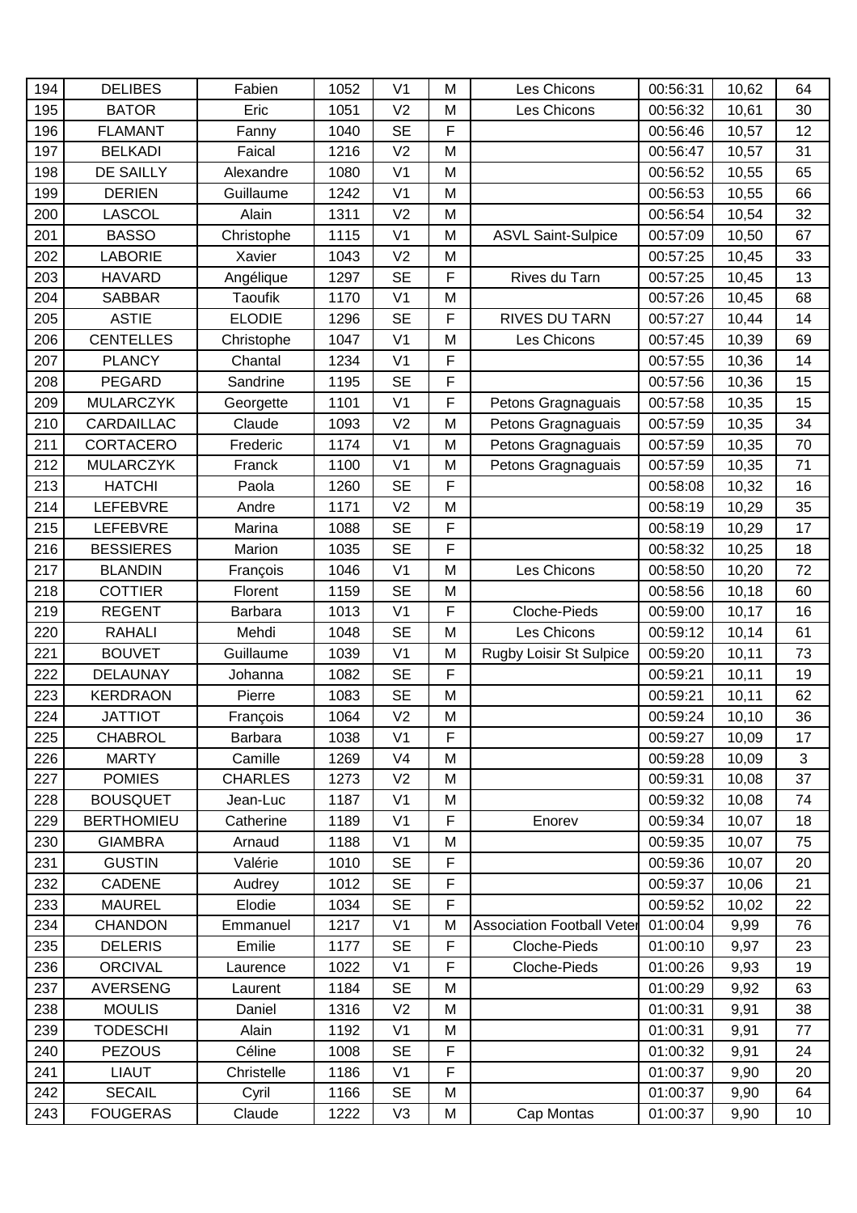| 194 | DELIBES | Fabien | 1052 | V1 | M | Les Chicons | 00:56:31 | 10,62 | 64 |
|---|---|---|---|---|---|---|---|---|---|
| 195 | BATOR | Eric | 1051 | V2 | M | Les Chicons | 00:56:32 | 10,61 | 30 |
| 196 | FLAMANT | Fanny | 1040 | SE | F | | 00:56:46 | 10,57 | 12 |
| 197 | BELKADI | Faical | 1216 | V2 | M | | 00:56:47 | 10,57 | 31 |
| 198 | DE SAILLY | Alexandre | 1080 | V1 | M | | 00:56:52 | 10,55 | 65 |
| 199 | DERIEN | Guillaume | 1242 | V1 | M | | 00:56:53 | 10,55 | 66 |
| 200 | LASCOL | Alain | 1311 | V2 | M | | 00:56:54 | 10,54 | 32 |
| 201 | BASSO | Christophe | 1115 | V1 | M | ASVL Saint-Sulpice | 00:57:09 | 10,50 | 67 |
| 202 | LABORIE | Xavier | 1043 | V2 | M | | 00:57:25 | 10,45 | 33 |
| 203 | HAVARD | Angélique | 1297 | SE | F | Rives du Tarn | 00:57:25 | 10,45 | 13 |
| 204 | SABBAR | Taoufik | 1170 | V1 | M | | 00:57:26 | 10,45 | 68 |
| 205 | ASTIE | ELODIE | 1296 | SE | F | RIVES DU TARN | 00:57:27 | 10,44 | 14 |
| 206 | CENTELLES | Christophe | 1047 | V1 | M | Les Chicons | 00:57:45 | 10,39 | 69 |
| 207 | PLANCY | Chantal | 1234 | V1 | F | | 00:57:55 | 10,36 | 14 |
| 208 | PEGARD | Sandrine | 1195 | SE | F | | 00:57:56 | 10,36 | 15 |
| 209 | MULARCZYK | Georgette | 1101 | V1 | F | Petons Gragnaguais | 00:57:58 | 10,35 | 15 |
| 210 | CARDAILLAC | Claude | 1093 | V2 | M | Petons Gragnaguais | 00:57:59 | 10,35 | 34 |
| 211 | CORTACERO | Frederic | 1174 | V1 | M | Petons Gragnaguais | 00:57:59 | 10,35 | 70 |
| 212 | MULARCZYK | Franck | 1100 | V1 | M | Petons Gragnaguais | 00:57:59 | 10,35 | 71 |
| 213 | HATCHI | Paola | 1260 | SE | F | | 00:58:08 | 10,32 | 16 |
| 214 | LEFEBVRE | Andre | 1171 | V2 | M | | 00:58:19 | 10,29 | 35 |
| 215 | LEFEBVRE | Marina | 1088 | SE | F | | 00:58:19 | 10,29 | 17 |
| 216 | BESSIERES | Marion | 1035 | SE | F | | 00:58:32 | 10,25 | 18 |
| 217 | BLANDIN | François | 1046 | V1 | M | Les Chicons | 00:58:50 | 10,20 | 72 |
| 218 | COTTIER | Florent | 1159 | SE | M | | 00:58:56 | 10,18 | 60 |
| 219 | REGENT | Barbara | 1013 | V1 | F | Cloche-Pieds | 00:59:00 | 10,17 | 16 |
| 220 | RAHALI | Mehdi | 1048 | SE | M | Les Chicons | 00:59:12 | 10,14 | 61 |
| 221 | BOUVET | Guillaume | 1039 | V1 | M | Rugby Loisir St Sulpice | 00:59:20 | 10,11 | 73 |
| 222 | DELAUNAY | Johanna | 1082 | SE | F | | 00:59:21 | 10,11 | 19 |
| 223 | KERDRAON | Pierre | 1083 | SE | M | | 00:59:21 | 10,11 | 62 |
| 224 | JATTIOT | François | 1064 | V2 | M | | 00:59:24 | 10,10 | 36 |
| 225 | CHABROL | Barbara | 1038 | V1 | F | | 00:59:27 | 10,09 | 17 |
| 226 | MARTY | Camille | 1269 | V4 | M | | 00:59:28 | 10,09 | 3 |
| 227 | POMIES | CHARLES | 1273 | V2 | M | | 00:59:31 | 10,08 | 37 |
| 228 | BOUSQUET | Jean-Luc | 1187 | V1 | M | | 00:59:32 | 10,08 | 74 |
| 229 | BERTHOMIEU | Catherine | 1189 | V1 | F | Enorev | 00:59:34 | 10,07 | 18 |
| 230 | GIAMBRA | Arnaud | 1188 | V1 | M | | 00:59:35 | 10,07 | 75 |
| 231 | GUSTIN | Valérie | 1010 | SE | F | | 00:59:36 | 10,07 | 20 |
| 232 | CADENE | Audrey | 1012 | SE | F | | 00:59:37 | 10,06 | 21 |
| 233 | MAUREL | Elodie | 1034 | SE | F | | 00:59:52 | 10,02 | 22 |
| 234 | CHANDON | Emmanuel | 1217 | V1 | M | Association Football Veter | 01:00:04 | 9,99 | 76 |
| 235 | DELERIS | Emilie | 1177 | SE | F | Cloche-Pieds | 01:00:10 | 9,97 | 23 |
| 236 | ORCIVAL | Laurence | 1022 | V1 | F | Cloche-Pieds | 01:00:26 | 9,93 | 19 |
| 237 | AVERSENG | Laurent | 1184 | SE | M | | 01:00:29 | 9,92 | 63 |
| 238 | MOULIS | Daniel | 1316 | V2 | M | | 01:00:31 | 9,91 | 38 |
| 239 | TODESCHI | Alain | 1192 | V1 | M | | 01:00:31 | 9,91 | 77 |
| 240 | PEZOUS | Céline | 1008 | SE | F | | 01:00:32 | 9,91 | 24 |
| 241 | LIAUT | Christelle | 1186 | V1 | F | | 01:00:37 | 9,90 | 20 |
| 242 | SECAIL | Cyril | 1166 | SE | M | | 01:00:37 | 9,90 | 64 |
| 243 | FOUGERAS | Claude | 1222 | V3 | M | Cap Montas | 01:00:37 | 9,90 | 10 |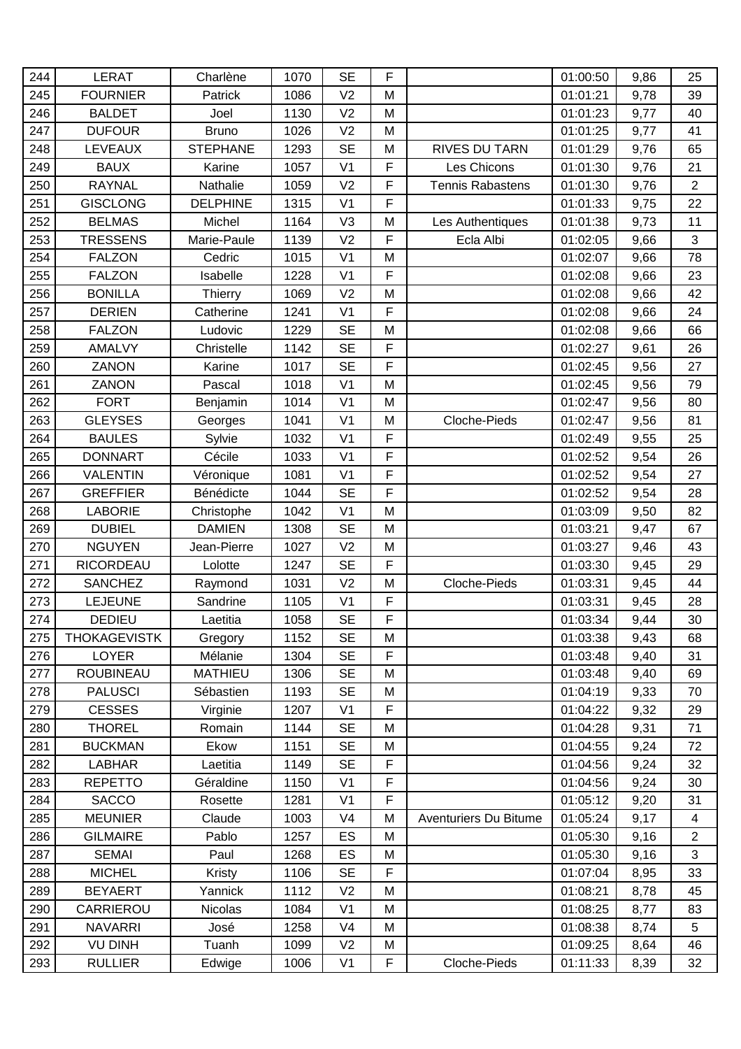| 244 | LERAT | Charlène | 1070 | SE | F |  | 01:00:50 | 9,86 | 25 |
|---|---|---|---|---|---|---|---|---|---|
| 245 | FOURNIER | Patrick | 1086 | V2 | M |  | 01:01:21 | 9,78 | 39 |
| 246 | BALDET | Joel | 1130 | V2 | M |  | 01:01:23 | 9,77 | 40 |
| 247 | DUFOUR | Bruno | 1026 | V2 | M |  | 01:01:25 | 9,77 | 41 |
| 248 | LEVEAUX | STEPHANE | 1293 | SE | M | RIVES DU TARN | 01:01:29 | 9,76 | 65 |
| 249 | BAUX | Karine | 1057 | V1 | F | Les Chicons | 01:01:30 | 9,76 | 21 |
| 250 | RAYNAL | Nathalie | 1059 | V2 | F | Tennis Rabastens | 01:01:30 | 9,76 | 2 |
| 251 | GISCLONG | DELPHINE | 1315 | V1 | F |  | 01:01:33 | 9,75 | 22 |
| 252 | BELMAS | Michel | 1164 | V3 | M | Les Authentiques | 01:01:38 | 9,73 | 11 |
| 253 | TRESSENS | Marie-Paule | 1139 | V2 | F | Ecla Albi | 01:02:05 | 9,66 | 3 |
| 254 | FALZON | Cedric | 1015 | V1 | M |  | 01:02:07 | 9,66 | 78 |
| 255 | FALZON | Isabelle | 1228 | V1 | F |  | 01:02:08 | 9,66 | 23 |
| 256 | BONILLA | Thierry | 1069 | V2 | M |  | 01:02:08 | 9,66 | 42 |
| 257 | DERIEN | Catherine | 1241 | V1 | F |  | 01:02:08 | 9,66 | 24 |
| 258 | FALZON | Ludovic | 1229 | SE | M |  | 01:02:08 | 9,66 | 66 |
| 259 | AMALVY | Christelle | 1142 | SE | F |  | 01:02:27 | 9,61 | 26 |
| 260 | ZANON | Karine | 1017 | SE | F |  | 01:02:45 | 9,56 | 27 |
| 261 | ZANON | Pascal | 1018 | V1 | M |  | 01:02:45 | 9,56 | 79 |
| 262 | FORT | Benjamin | 1014 | V1 | M |  | 01:02:47 | 9,56 | 80 |
| 263 | GLEYSES | Georges | 1041 | V1 | M | Cloche-Pieds | 01:02:47 | 9,56 | 81 |
| 264 | BAULES | Sylvie | 1032 | V1 | F |  | 01:02:49 | 9,55 | 25 |
| 265 | DONNART | Cécile | 1033 | V1 | F |  | 01:02:52 | 9,54 | 26 |
| 266 | VALENTIN | Véronique | 1081 | V1 | F |  | 01:02:52 | 9,54 | 27 |
| 267 | GREFFIER | Bénédicte | 1044 | SE | F |  | 01:02:52 | 9,54 | 28 |
| 268 | LABORIE | Christophe | 1042 | V1 | M |  | 01:03:09 | 9,50 | 82 |
| 269 | DUBIEL | DAMIEN | 1308 | SE | M |  | 01:03:21 | 9,47 | 67 |
| 270 | NGUYEN | Jean-Pierre | 1027 | V2 | M |  | 01:03:27 | 9,46 | 43 |
| 271 | RICORDEAU | Lolotte | 1247 | SE | F |  | 01:03:30 | 9,45 | 29 |
| 272 | SANCHEZ | Raymond | 1031 | V2 | M | Cloche-Pieds | 01:03:31 | 9,45 | 44 |
| 273 | LEJEUNE | Sandrine | 1105 | V1 | F |  | 01:03:31 | 9,45 | 28 |
| 274 | DEDIEU | Laetitia | 1058 | SE | F |  | 01:03:34 | 9,44 | 30 |
| 275 | THOKAGEVISTK | Gregory | 1152 | SE | M |  | 01:03:38 | 9,43 | 68 |
| 276 | LOYER | Mélanie | 1304 | SE | F |  | 01:03:48 | 9,40 | 31 |
| 277 | ROUBINEAU | MATHIEU | 1306 | SE | M |  | 01:03:48 | 9,40 | 69 |
| 278 | PALUSCI | Sébastien | 1193 | SE | M |  | 01:04:19 | 9,33 | 70 |
| 279 | CESSES | Virginie | 1207 | V1 | F |  | 01:04:22 | 9,32 | 29 |
| 280 | THOREL | Romain | 1144 | SE | M |  | 01:04:28 | 9,31 | 71 |
| 281 | BUCKMAN | Ekow | 1151 | SE | M |  | 01:04:55 | 9,24 | 72 |
| 282 | LABHAR | Laetitia | 1149 | SE | F |  | 01:04:56 | 9,24 | 32 |
| 283 | REPETTO | Géraldine | 1150 | V1 | F |  | 01:04:56 | 9,24 | 30 |
| 284 | SACCO | Rosette | 1281 | V1 | F |  | 01:05:12 | 9,20 | 31 |
| 285 | MEUNIER | Claude | 1003 | V4 | M | Aventuriers Du Bitume | 01:05:24 | 9,17 | 4 |
| 286 | GILMAIRE | Pablo | 1257 | ES | M |  | 01:05:30 | 9,16 | 2 |
| 287 | SEMAI | Paul | 1268 | ES | M |  | 01:05:30 | 9,16 | 3 |
| 288 | MICHEL | Kristy | 1106 | SE | F |  | 01:07:04 | 8,95 | 33 |
| 289 | BEYAERT | Yannick | 1112 | V2 | M |  | 01:08:21 | 8,78 | 45 |
| 290 | CARRIEROU | Nicolas | 1084 | V1 | M |  | 01:08:25 | 8,77 | 83 |
| 291 | NAVARRI | José | 1258 | V4 | M |  | 01:08:38 | 8,74 | 5 |
| 292 | VU DINH | Tuanh | 1099 | V2 | M |  | 01:09:25 | 8,64 | 46 |
| 293 | RULLIER | Edwige | 1006 | V1 | F | Cloche-Pieds | 01:11:33 | 8,39 | 32 |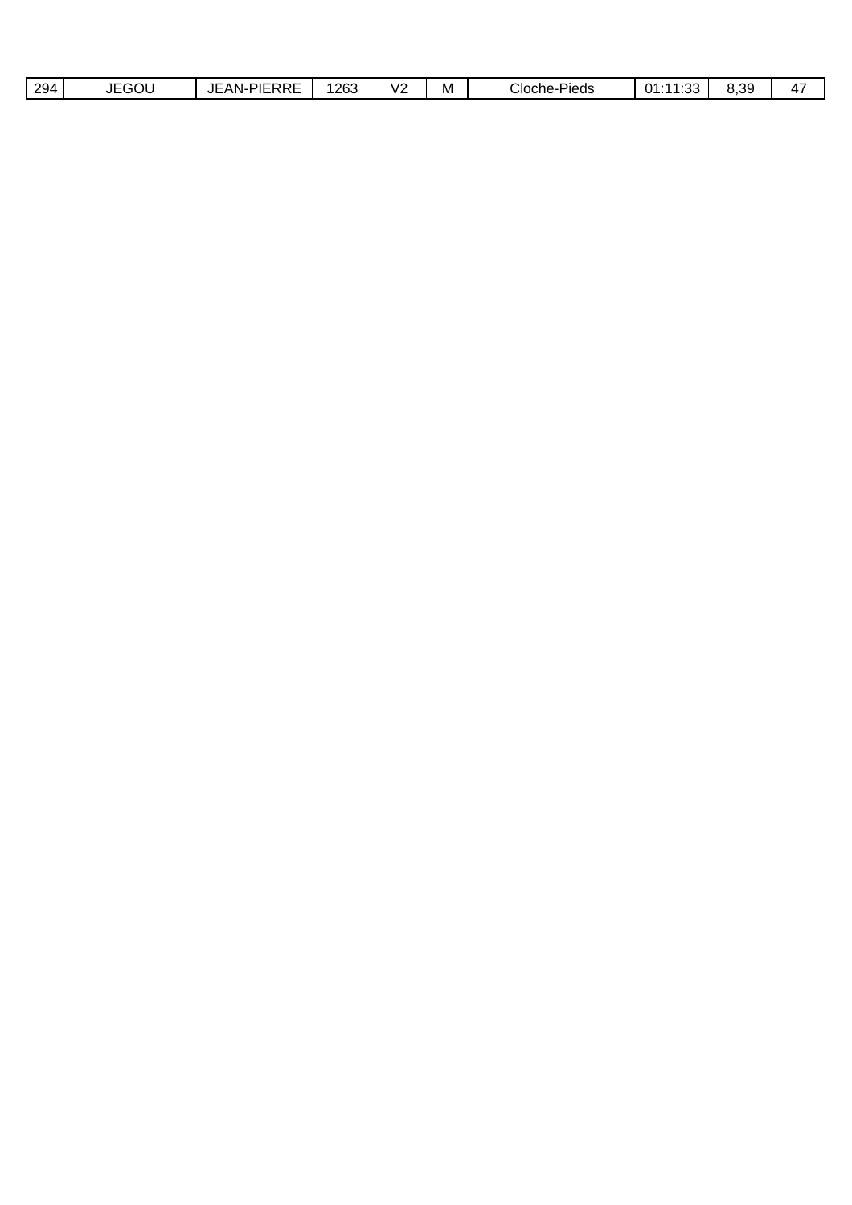| | | | | | | | | | |
|---|---|---|---|---|---|---|---|---|---|
| 294 | JEGOU | JEAN-PIERRE | 1263 | V2 | M | Cloche-Pieds | 01:11:33 | 8,39 | 47 |